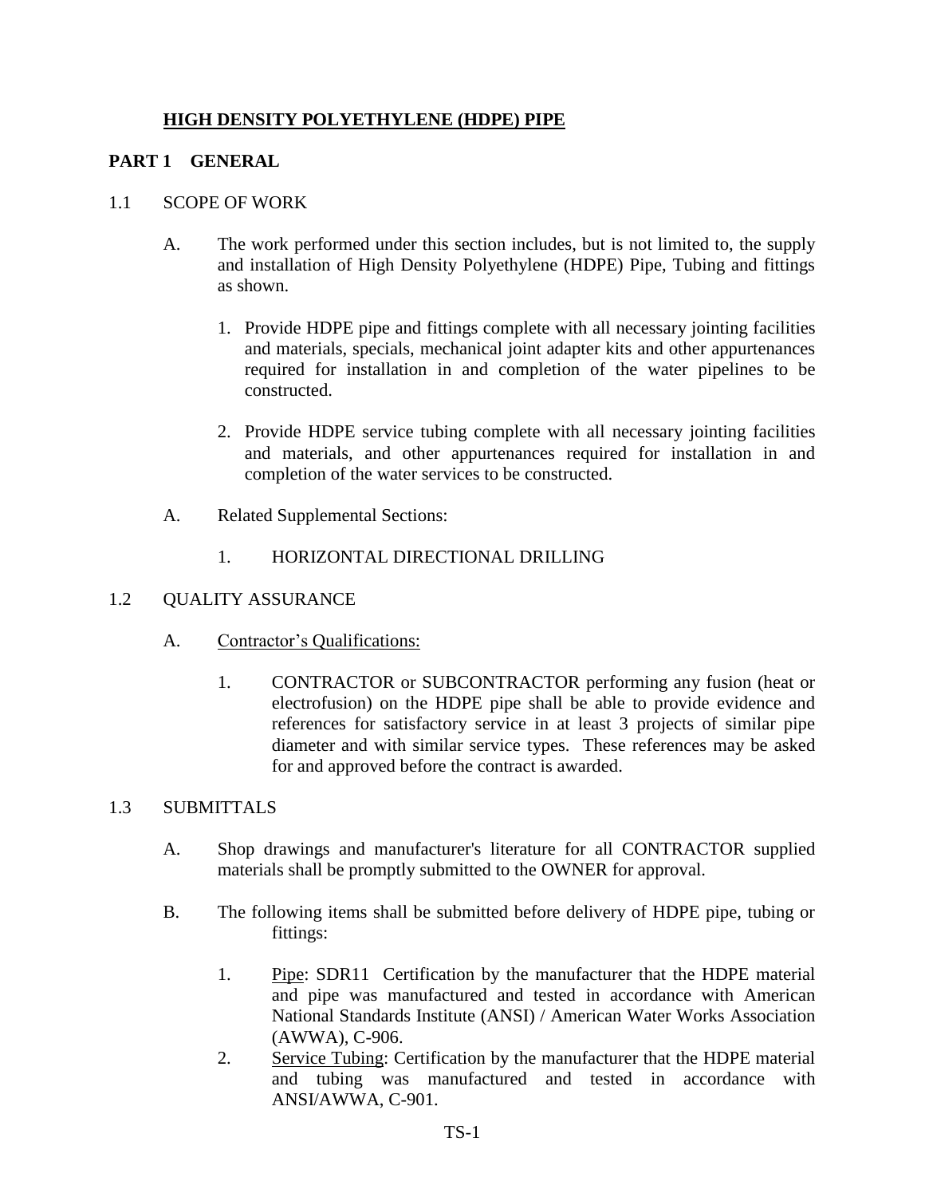# HIGH DENSITY POLYETHYLENE (HDPE) PIPE

## PART 1 GENERAL

### 1.1 SCOPE OF WORK

A. The work performed under this section includes, but is not limited to, the supply and installation of High Density Polyethylene (HDPE) Pipe, Tubing and fittings as shown.

1. Provide HDPE pipe and fittings complete with all necessary jointing facilities and materials, specials, mechanical joint adapter kits and other appurtenances required for installation in and completion of the water pipelines to be constructed.
2. Provide HDPE service tubing complete with all necessary jointing facilities and materials, and other appurtenances required for installation in and completion of the water services to be constructed.

A. Related Supplemental Sections:

1. HORIZONTAL DIRECTIONAL DRILLING

### 1.2 QUALITY ASSURANCE

A. Contractor's Qualifications:

1. CONTRACTOR or SUBCONTRACTOR performing any fusion (heat or electrofusion) on the HDPE pipe shall be able to provide evidence and references for satisfactory service in at least 3 projects of similar pipe diameter and with similar service types. These references may be asked for and approved before the contract is awarded.

### 1.3 SUBMITTALS

A. Shop drawings and manufacturer's literature for all CONTRACTOR supplied materials shall be promptly submitted to the OWNER for approval.

B. The following items shall be submitted before delivery of HDPE pipe, tubing or fittings:

1. Pipe: SDR11 Certification by the manufacturer that the HDPE material and pipe was manufactured and tested in accordance with American National Standards Institute (ANSI) / American Water Works Association (AWWA), C-906.
2. Service Tubing: Certification by the manufacturer that the HDPE material and tubing was manufactured and tested in accordance with ANSI/AWWA, C-901.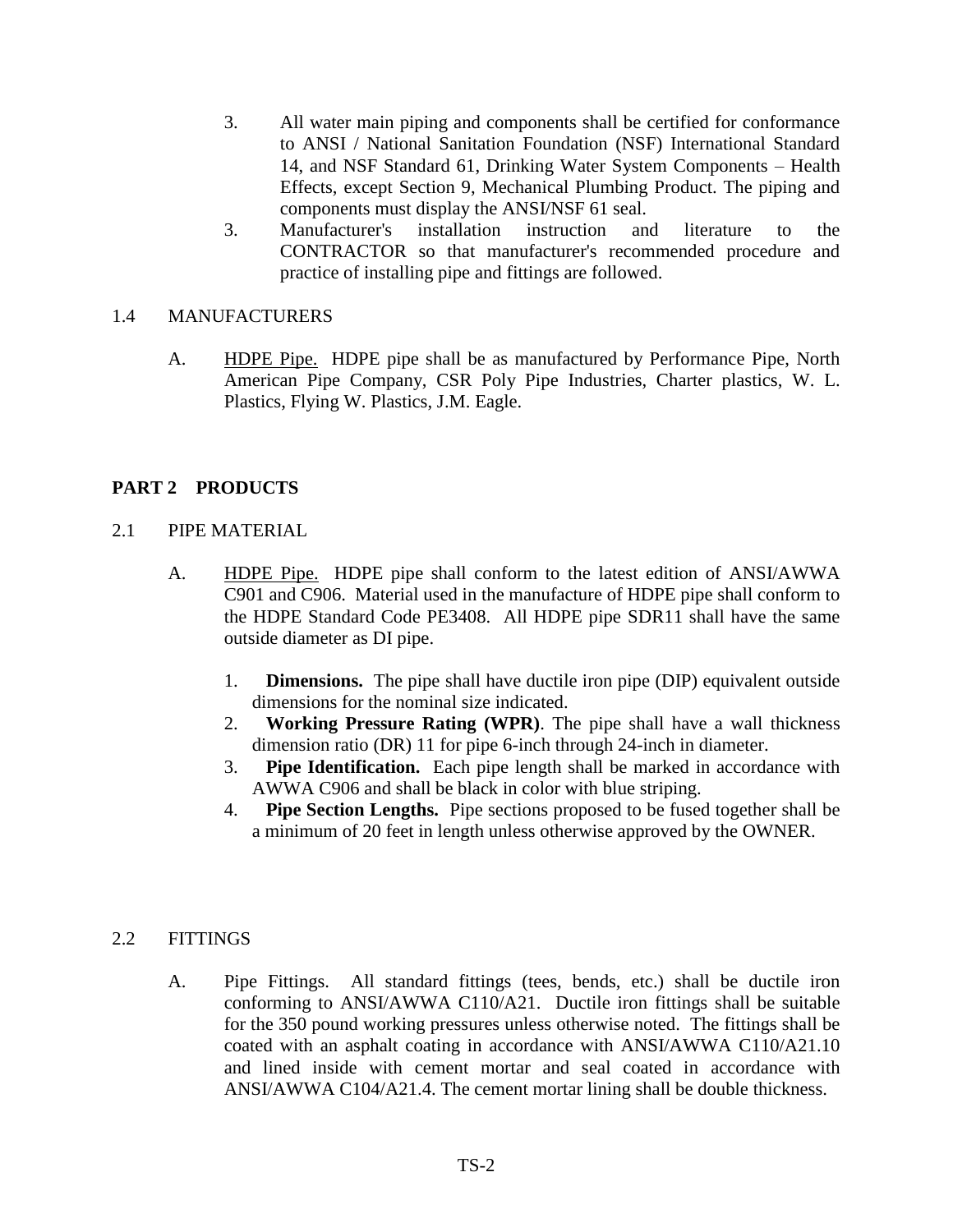3. All water main piping and components shall be certified for conformance to ANSI / National Sanitation Foundation (NSF) International Standard 14, and NSF Standard 61, Drinking Water System Components – Health Effects, except Section 9, Mechanical Plumbing Product. The piping and components must display the ANSI/NSF 61 seal.
3. Manufacturer's installation instruction and literature to the CONTRACTOR so that manufacturer's recommended procedure and practice of installing pipe and fittings are followed.

1.4 MANUFACTURERS

A. HDPE Pipe. HDPE pipe shall be as manufactured by Performance Pipe, North American Pipe Company, CSR Poly Pipe Industries, Charter plastics, W. L. Plastics, Flying W. Plastics, J.M. Eagle.

## PART 2 PRODUCTS

2.1 PIPE MATERIAL

A. HDPE Pipe. HDPE pipe shall conform to the latest edition of ANSI/AWWA C901 and C906. Material used in the manufacture of HDPE pipe shall conform to the HDPE Standard Code PE3408. All HDPE pipe SDR11 shall have the same outside diameter as DI pipe.

1. **Dimensions.** The pipe shall have ductile iron pipe (DIP) equivalent outside dimensions for the nominal size indicated.
2. **Working Pressure Rating (WPR)**. The pipe shall have a wall thickness dimension ratio (DR) 11 for pipe 6-inch through 24-inch in diameter.
3. **Pipe Identification.** Each pipe length shall be marked in accordance with AWWA C906 and shall be black in color with blue striping.
4. **Pipe Section Lengths.** Pipe sections proposed to be fused together shall be a minimum of 20 feet in length unless otherwise approved by the OWNER.

2.2 FITTINGS

A. Pipe Fittings. All standard fittings (tees, bends, etc.) shall be ductile iron conforming to ANSI/AWWA C110/A21. Ductile iron fittings shall be suitable for the 350 pound working pressures unless otherwise noted. The fittings shall be coated with an asphalt coating in accordance with ANSI/AWWA C110/A21.10 and lined inside with cement mortar and seal coated in accordance with ANSI/AWWA C104/A21.4. The cement mortar lining shall be double thickness.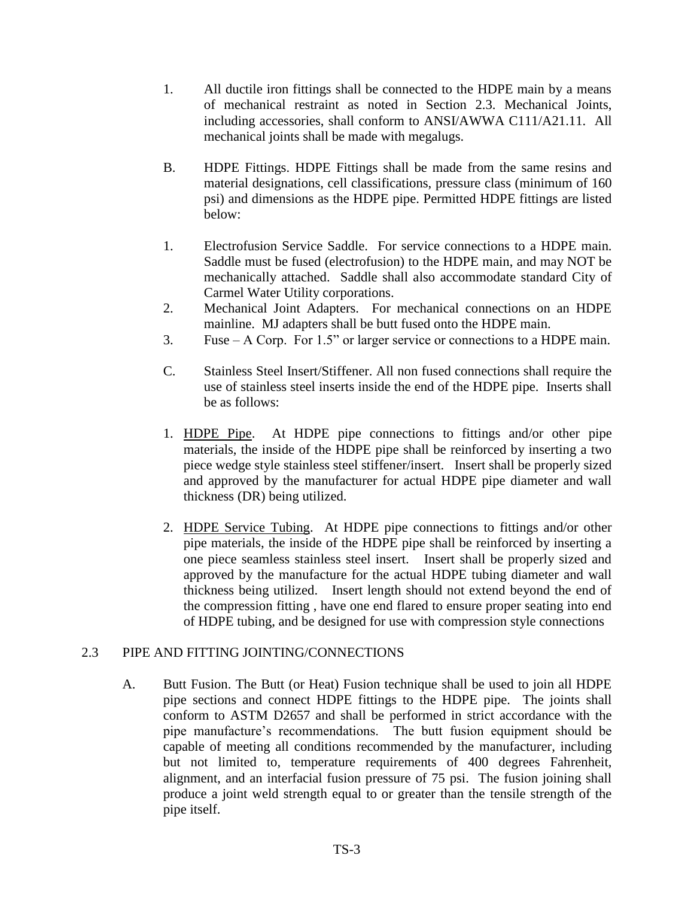1. All ductile iron fittings shall be connected to the HDPE main by a means of mechanical restraint as noted in Section 2.3. Mechanical Joints, including accessories, shall conform to ANSI/AWWA C111/A21.11. All mechanical joints shall be made with megalugs.

B. HDPE Fittings. HDPE Fittings shall be made from the same resins and material designations, cell classifications, pressure class (minimum of 160 psi) and dimensions as the HDPE pipe. Permitted HDPE fittings are listed below:

1. Electrofusion Service Saddle. For service connections to a HDPE main. Saddle must be fused (electrofusion) to the HDPE main, and may NOT be mechanically attached. Saddle shall also accommodate standard City of Carmel Water Utility corporations.
2. Mechanical Joint Adapters. For mechanical connections on an HDPE mainline. MJ adapters shall be butt fused onto the HDPE main.
3. Fuse – A Corp. For 1.5" or larger service or connections to a HDPE main.

C. Stainless Steel Insert/Stiffener. All non fused connections shall require the use of stainless steel inserts inside the end of the HDPE pipe. Inserts shall be as follows:

1. <u>HDPE Pipe</u>. At HDPE pipe connections to fittings and/or other pipe materials, the inside of the HDPE pipe shall be reinforced by inserting a two piece wedge style stainless steel stiffener/insert. Insert shall be properly sized and approved by the manufacturer for actual HDPE pipe diameter and wall thickness (DR) being utilized.

2. <u>HDPE Service Tubing</u>. At HDPE pipe connections to fittings and/or other pipe materials, the inside of the HDPE pipe shall be reinforced by inserting a one piece seamless stainless steel insert. Insert shall be properly sized and approved by the manufacture for the actual HDPE tubing diameter and wall thickness being utilized. Insert length should not extend beyond the end of the compression fitting , have one end flared to ensure proper seating into end of HDPE tubing, and be designed for use with compression style connections

## 2.3 PIPE AND FITTING JOINTING/CONNECTIONS

A. Butt Fusion. The Butt (or Heat) Fusion technique shall be used to join all HDPE pipe sections and connect HDPE fittings to the HDPE pipe. The joints shall conform to ASTM D2657 and shall be performed in strict accordance with the pipe manufacture's recommendations. The butt fusion equipment should be capable of meeting all conditions recommended by the manufacturer, including but not limited to, temperature requirements of 400 degrees Fahrenheit, alignment, and an interfacial fusion pressure of 75 psi. The fusion joining shall produce a joint weld strength equal to or greater than the tensile strength of the pipe itself.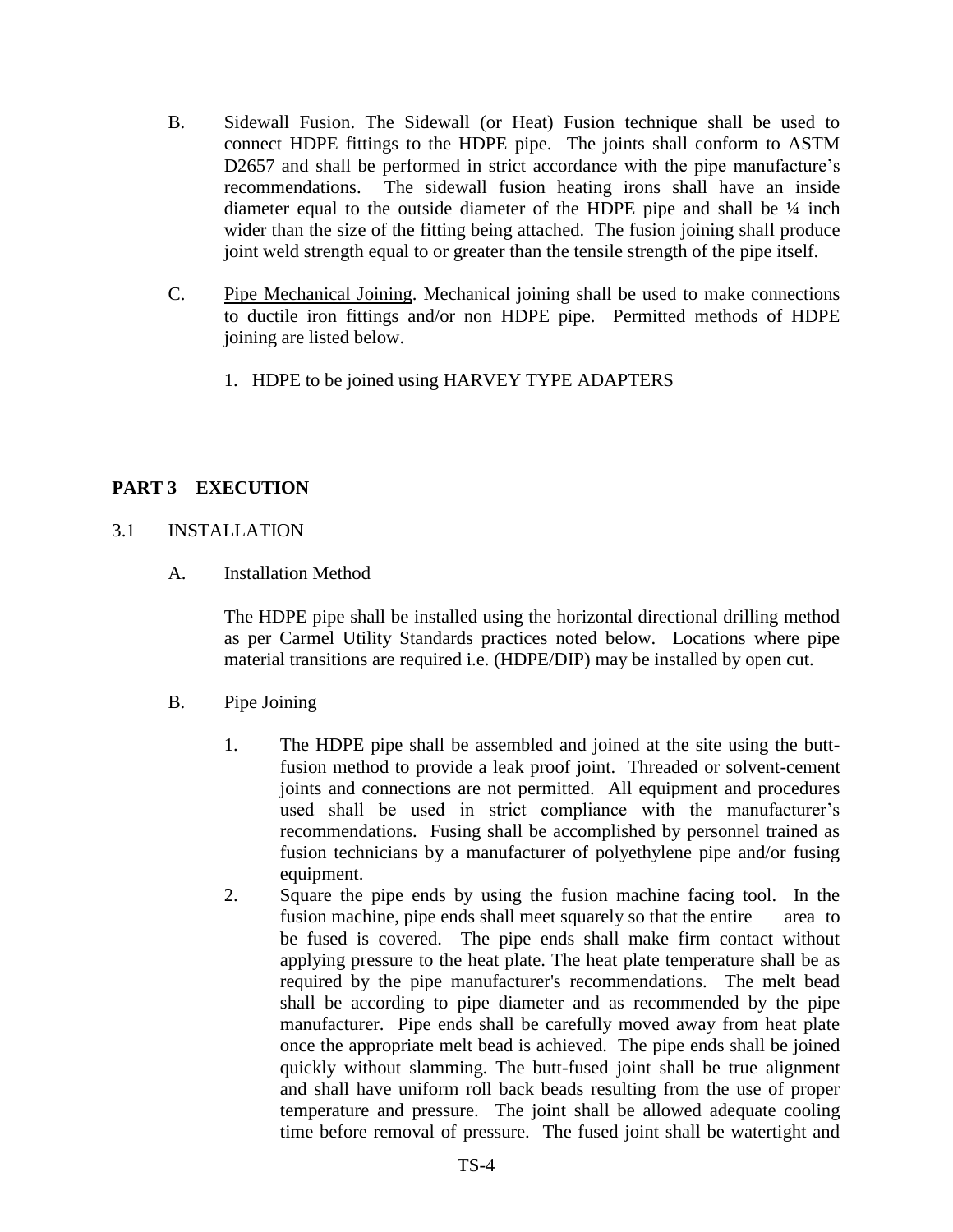B. Sidewall Fusion. The Sidewall (or Heat) Fusion technique shall be used to connect HDPE fittings to the HDPE pipe. The joints shall conform to ASTM D2657 and shall be performed in strict accordance with the pipe manufacture's recommendations. The sidewall fusion heating irons shall have an inside diameter equal to the outside diameter of the HDPE pipe and shall be ¼ inch wider than the size of the fitting being attached. The fusion joining shall produce joint weld strength equal to or greater than the tensile strength of the pipe itself.

C. Pipe Mechanical Joining. Mechanical joining shall be used to make connections to ductile iron fittings and/or non HDPE pipe. Permitted methods of HDPE joining are listed below.

1. HDPE to be joined using HARVEY TYPE ADAPTERS

## PART 3 EXECUTION

### 3.1 INSTALLATION

A. Installation Method

The HDPE pipe shall be installed using the horizontal directional drilling method as per Carmel Utility Standards practices noted below. Locations where pipe material transitions are required i.e. (HDPE/DIP) may be installed by open cut.

B. Pipe Joining

1. The HDPE pipe shall be assembled and joined at the site using the butt-fusion method to provide a leak proof joint. Threaded or solvent-cement joints and connections are not permitted. All equipment and procedures used shall be used in strict compliance with the manufacturer's recommendations. Fusing shall be accomplished by personnel trained as fusion technicians by a manufacturer of polyethylene pipe and/or fusing equipment.
2. Square the pipe ends by using the fusion machine facing tool. In the fusion machine, pipe ends shall meet squarely so that the entire area to be fused is covered. The pipe ends shall make firm contact without applying pressure to the heat plate. The heat plate temperature shall be as required by the pipe manufacturer's recommendations. The melt bead shall be according to pipe diameter and as recommended by the pipe manufacturer. Pipe ends shall be carefully moved away from heat plate once the appropriate melt bead is achieved. The pipe ends shall be joined quickly without slamming. The butt-fused joint shall be true alignment and shall have uniform roll back beads resulting from the use of proper temperature and pressure. The joint shall be allowed adequate cooling time before removal of pressure. The fused joint shall be watertight and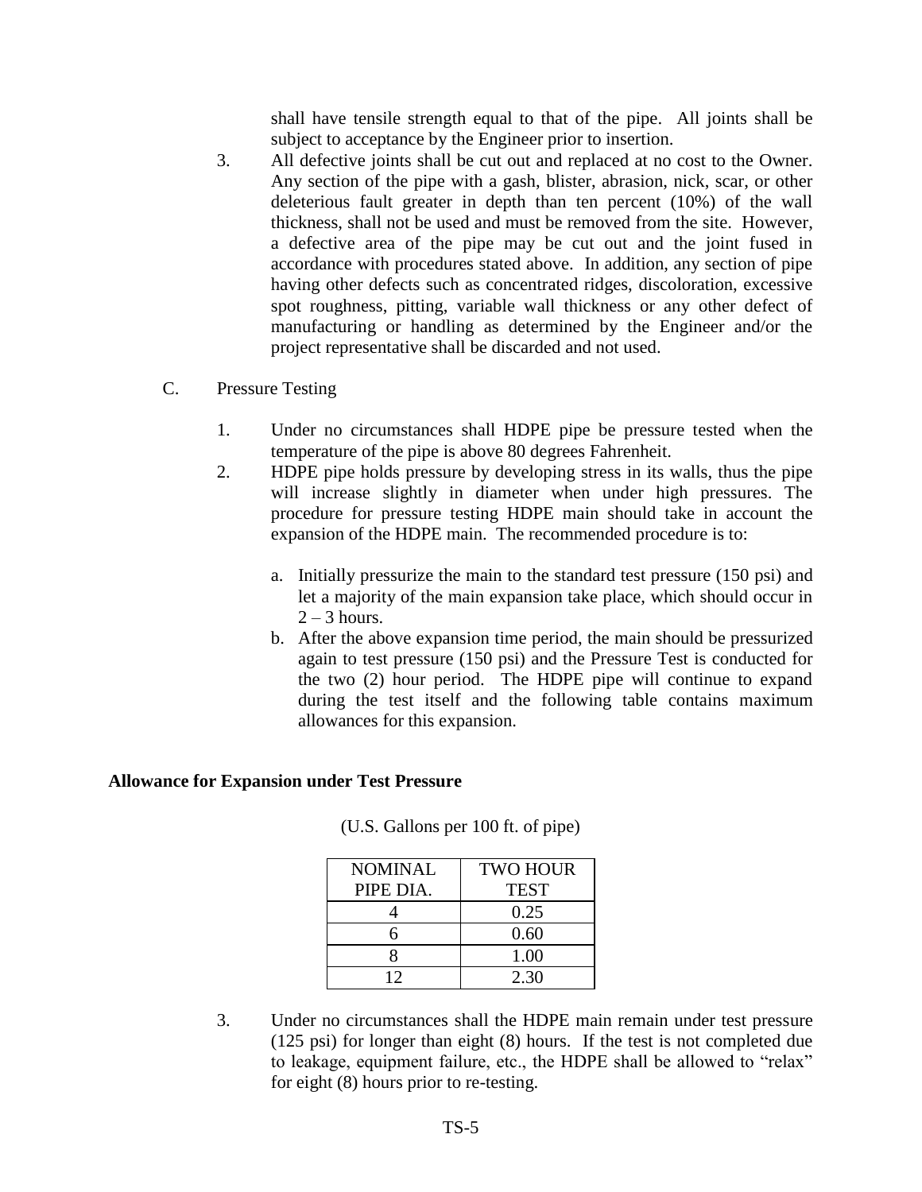shall have tensile strength equal to that of the pipe. All joints shall be subject to acceptance by the Engineer prior to insertion.

3. All defective joints shall be cut out and replaced at no cost to the Owner. Any section of the pipe with a gash, blister, abrasion, nick, scar, or other deleterious fault greater in depth than ten percent (10%) of the wall thickness, shall not be used and must be removed from the site. However, a defective area of the pipe may be cut out and the joint fused in accordance with procedures stated above. In addition, any section of pipe having other defects such as concentrated ridges, discoloration, excessive spot roughness, pitting, variable wall thickness or any other defect of manufacturing or handling as determined by the Engineer and/or the project representative shall be discarded and not used.

C. Pressure Testing

1. Under no circumstances shall HDPE pipe be pressure tested when the temperature of the pipe is above 80 degrees Fahrenheit.
2. HDPE pipe holds pressure by developing stress in its walls, thus the pipe will increase slightly in diameter when under high pressures. The procedure for pressure testing HDPE main should take in account the expansion of the HDPE main. The recommended procedure is to:

   a. Initially pressurize the main to the standard test pressure (150 psi) and let a majority of the main expansion take place, which should occur in 2 – 3 hours.
   b. After the above expansion time period, the main should be pressurized again to test pressure (150 psi) and the Pressure Test is conducted for the two (2) hour period. The HDPE pipe will continue to expand during the test itself and the following table contains maximum allowances for this expansion.

**Allowance for Expansion under Test Pressure**

(U.S. Gallons per 100 ft. of pipe)

| NOMINAL PIPE DIA. | TWO HOUR TEST |
|---|---|
| 4 | 0.25 |
| 6 | 0.60 |
| 8 | 1.00 |
| 12 | 2.30 |

3. Under no circumstances shall the HDPE main remain under test pressure (125 psi) for longer than eight (8) hours. If the test is not completed due to leakage, equipment failure, etc., the HDPE shall be allowed to "relax" for eight (8) hours prior to re-testing.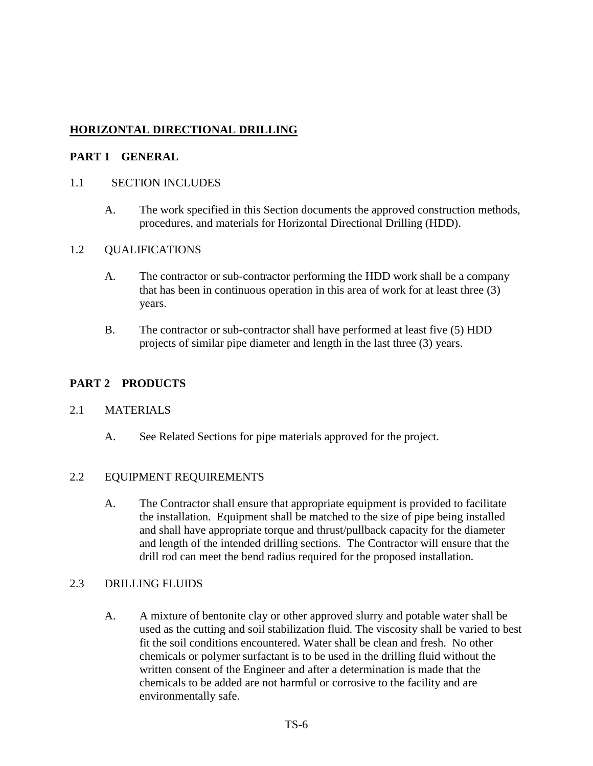# HORIZONTAL DIRECTIONAL DRILLING

## PART 1 GENERAL

### 1.1 SECTION INCLUDES

A. The work specified in this Section documents the approved construction methods, procedures, and materials for Horizontal Directional Drilling (HDD).

### 1.2 QUALIFICATIONS

A. The contractor or sub-contractor performing the HDD work shall be a company that has been in continuous operation in this area of work for at least three (3) years.

B. The contractor or sub-contractor shall have performed at least five (5) HDD projects of similar pipe diameter and length in the last three (3) years.

## PART 2 PRODUCTS

### 2.1 MATERIALS

A. See Related Sections for pipe materials approved for the project.

### 2.2 EQUIPMENT REQUIREMENTS

A. The Contractor shall ensure that appropriate equipment is provided to facilitate the installation. Equipment shall be matched to the size of pipe being installed and shall have appropriate torque and thrust/pullback capacity for the diameter and length of the intended drilling sections. The Contractor will ensure that the drill rod can meet the bend radius required for the proposed installation.

### 2.3 DRILLING FLUIDS

A. A mixture of bentonite clay or other approved slurry and potable water shall be used as the cutting and soil stabilization fluid. The viscosity shall be varied to best fit the soil conditions encountered. Water shall be clean and fresh. No other chemicals or polymer surfactant is to be used in the drilling fluid without the written consent of the Engineer and after a determination is made that the chemicals to be added are not harmful or corrosive to the facility and are environmentally safe.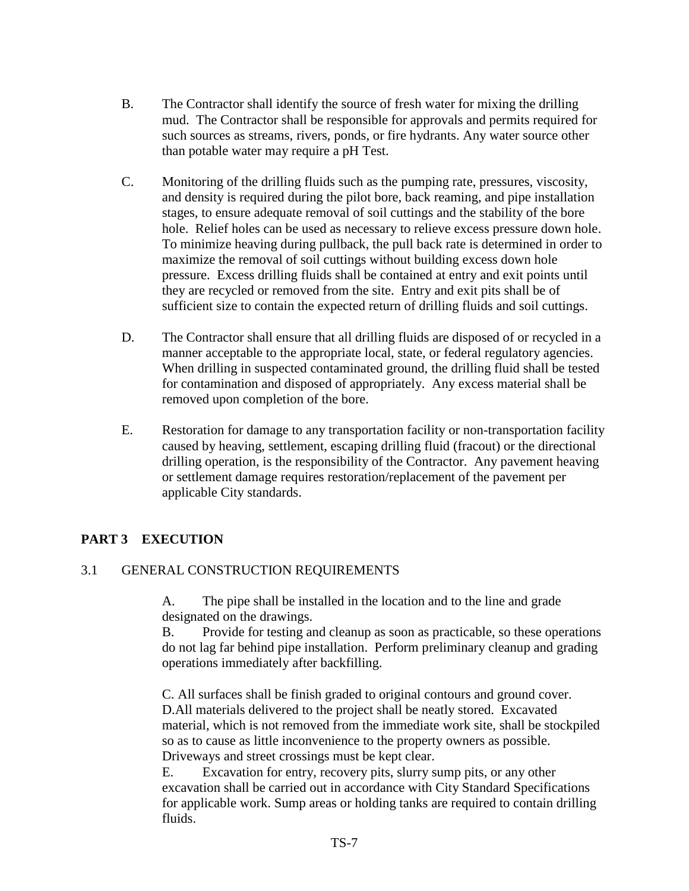B. The Contractor shall identify the source of fresh water for mixing the drilling mud. The Contractor shall be responsible for approvals and permits required for such sources as streams, rivers, ponds, or fire hydrants. Any water source other than potable water may require a pH Test.

C. Monitoring of the drilling fluids such as the pumping rate, pressures, viscosity, and density is required during the pilot bore, back reaming, and pipe installation stages, to ensure adequate removal of soil cuttings and the stability of the bore hole. Relief holes can be used as necessary to relieve excess pressure down hole. To minimize heaving during pullback, the pull back rate is determined in order to maximize the removal of soil cuttings without building excess down hole pressure. Excess drilling fluids shall be contained at entry and exit points until they are recycled or removed from the site. Entry and exit pits shall be of sufficient size to contain the expected return of drilling fluids and soil cuttings.

D. The Contractor shall ensure that all drilling fluids are disposed of or recycled in a manner acceptable to the appropriate local, state, or federal regulatory agencies. When drilling in suspected contaminated ground, the drilling fluid shall be tested for contamination and disposed of appropriately. Any excess material shall be removed upon completion of the bore.

E. Restoration for damage to any transportation facility or non-transportation facility caused by heaving, settlement, escaping drilling fluid (fracout) or the directional drilling operation, is the responsibility of the Contractor. Any pavement heaving or settlement damage requires restoration/replacement of the pavement per applicable City standards.

## PART 3 EXECUTION

### 3.1 GENERAL CONSTRUCTION REQUIREMENTS

A. The pipe shall be installed in the location and to the line and grade designated on the drawings.

B. Provide for testing and cleanup as soon as practicable, so these operations do not lag far behind pipe installation. Perform preliminary cleanup and grading operations immediately after backfilling.

C. All surfaces shall be finish graded to original contours and ground cover.

D. All materials delivered to the project shall be neatly stored. Excavated material, which is not removed from the immediate work site, shall be stockpiled so as to cause as little inconvenience to the property owners as possible. Driveways and street crossings must be kept clear.

E. Excavation for entry, recovery pits, slurry sump pits, or any other excavation shall be carried out in accordance with City Standard Specifications for applicable work. Sump areas or holding tanks are required to contain drilling fluids.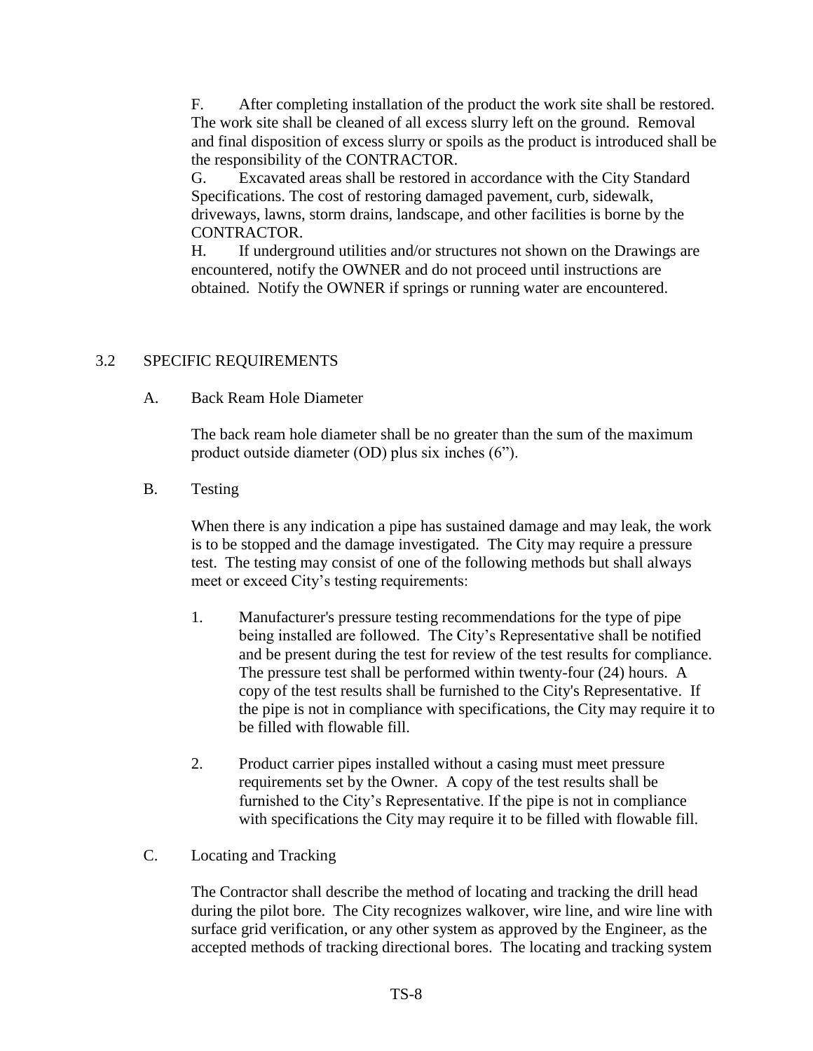F. After completing installation of the product the work site shall be restored. The work site shall be cleaned of all excess slurry left on the ground. Removal and final disposition of excess slurry or spoils as the product is introduced shall be the responsibility of the CONTRACTOR.

G. Excavated areas shall be restored in accordance with the City Standard Specifications. The cost of restoring damaged pavement, curb, sidewalk, driveways, lawns, storm drains, landscape, and other facilities is borne by the CONTRACTOR.

H. If underground utilities and/or structures not shown on the Drawings are encountered, notify the OWNER and do not proceed until instructions are obtained. Notify the OWNER if springs or running water are encountered.

## 3.2 SPECIFIC REQUIREMENTS

A. Back Ream Hole Diameter

The back ream hole diameter shall be no greater than the sum of the maximum product outside diameter (OD) plus six inches (6").

B. Testing

When there is any indication a pipe has sustained damage and may leak, the work is to be stopped and the damage investigated. The City may require a pressure test. The testing may consist of one of the following methods but shall always meet or exceed City's testing requirements:

1. Manufacturer's pressure testing recommendations for the type of pipe being installed are followed. The City's Representative shall be notified and be present during the test for review of the test results for compliance. The pressure test shall be performed within twenty-four (24) hours. A copy of the test results shall be furnished to the City's Representative. If the pipe is not in compliance with specifications, the City may require it to be filled with flowable fill.

2. Product carrier pipes installed without a casing must meet pressure requirements set by the Owner. A copy of the test results shall be furnished to the City's Representative. If the pipe is not in compliance with specifications the City may require it to be filled with flowable fill.

C. Locating and Tracking

The Contractor shall describe the method of locating and tracking the drill head during the pilot bore. The City recognizes walkover, wire line, and wire line with surface grid verification, or any other system as approved by the Engineer, as the accepted methods of tracking directional bores. The locating and tracking system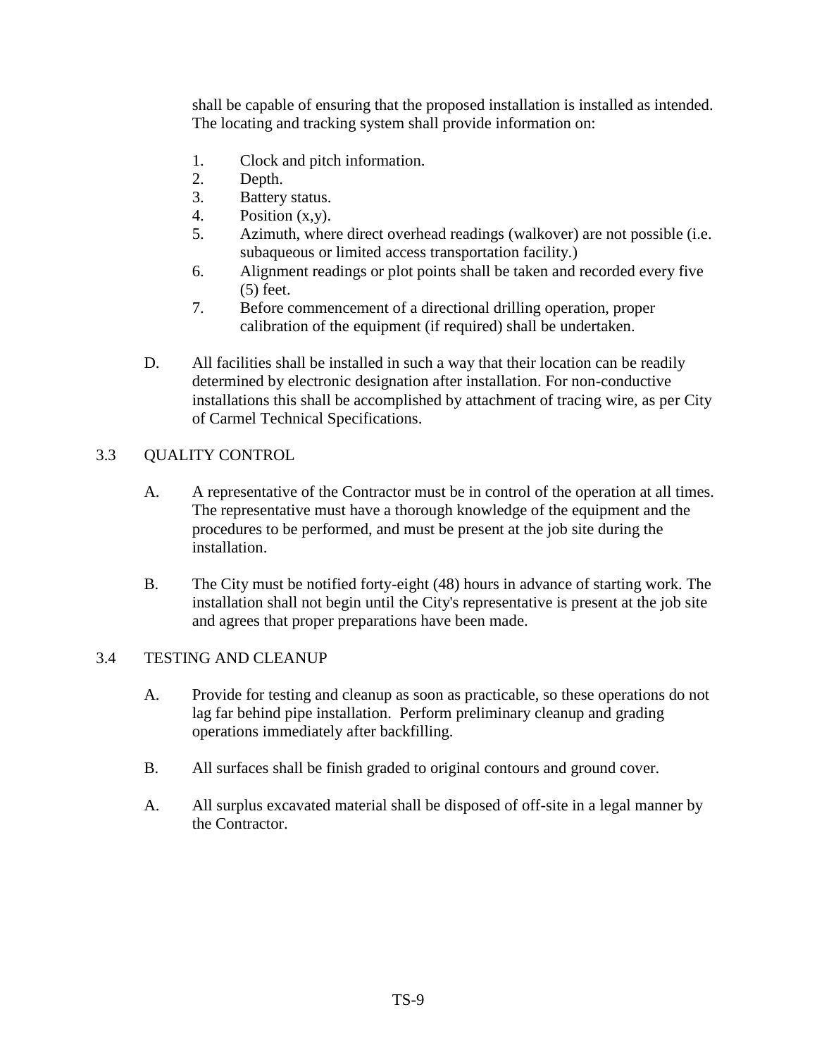shall be capable of ensuring that the proposed installation is installed as intended. The locating and tracking system shall provide information on:

1. Clock and pitch information.
2. Depth.
3. Battery status.
4. Position (x,y).
5. Azimuth, where direct overhead readings (walkover) are not possible (i.e. subaqueous or limited access transportation facility.)
6. Alignment readings or plot points shall be taken and recorded every five (5) feet.
7. Before commencement of a directional drilling operation, proper calibration of the equipment (if required) shall be undertaken.

D. All facilities shall be installed in such a way that their location can be readily determined by electronic designation after installation. For non-conductive installations this shall be accomplished by attachment of tracing wire, as per City of Carmel Technical Specifications.

## 3.3 QUALITY CONTROL

A. A representative of the Contractor must be in control of the operation at all times. The representative must have a thorough knowledge of the equipment and the procedures to be performed, and must be present at the job site during the installation.

B. The City must be notified forty-eight (48) hours in advance of starting work. The installation shall not begin until the City's representative is present at the job site and agrees that proper preparations have been made.

## 3.4 TESTING AND CLEANUP

A. Provide for testing and cleanup as soon as practicable, so these operations do not lag far behind pipe installation. Perform preliminary cleanup and grading operations immediately after backfilling.

B. All surfaces shall be finish graded to original contours and ground cover.

A. All surplus excavated material shall be disposed of off-site in a legal manner by the Contractor.